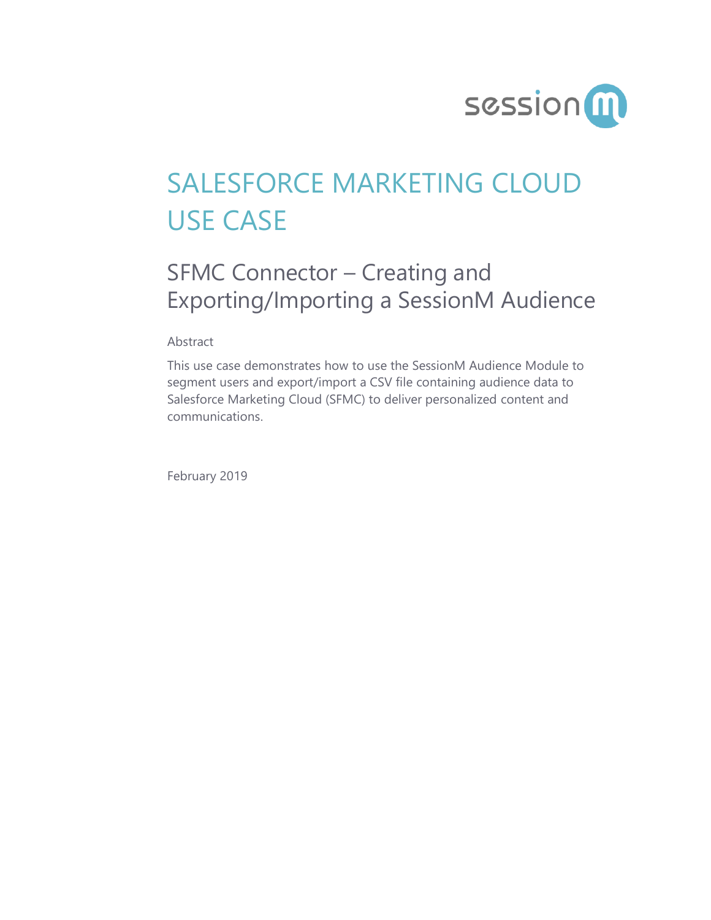# SALESFORCE MARKETING CLOUD USE CASE

## SFMC Connector – Creating and Exporting/Importing a SessionM Audience

Abstract

This use case demonstrates how to use the SessionM Audience Module to segment users and export/import a CSV file containing audience data to Salesforce Marketing Cloud (SFMC) to deliver personalized content and communications.

February 2019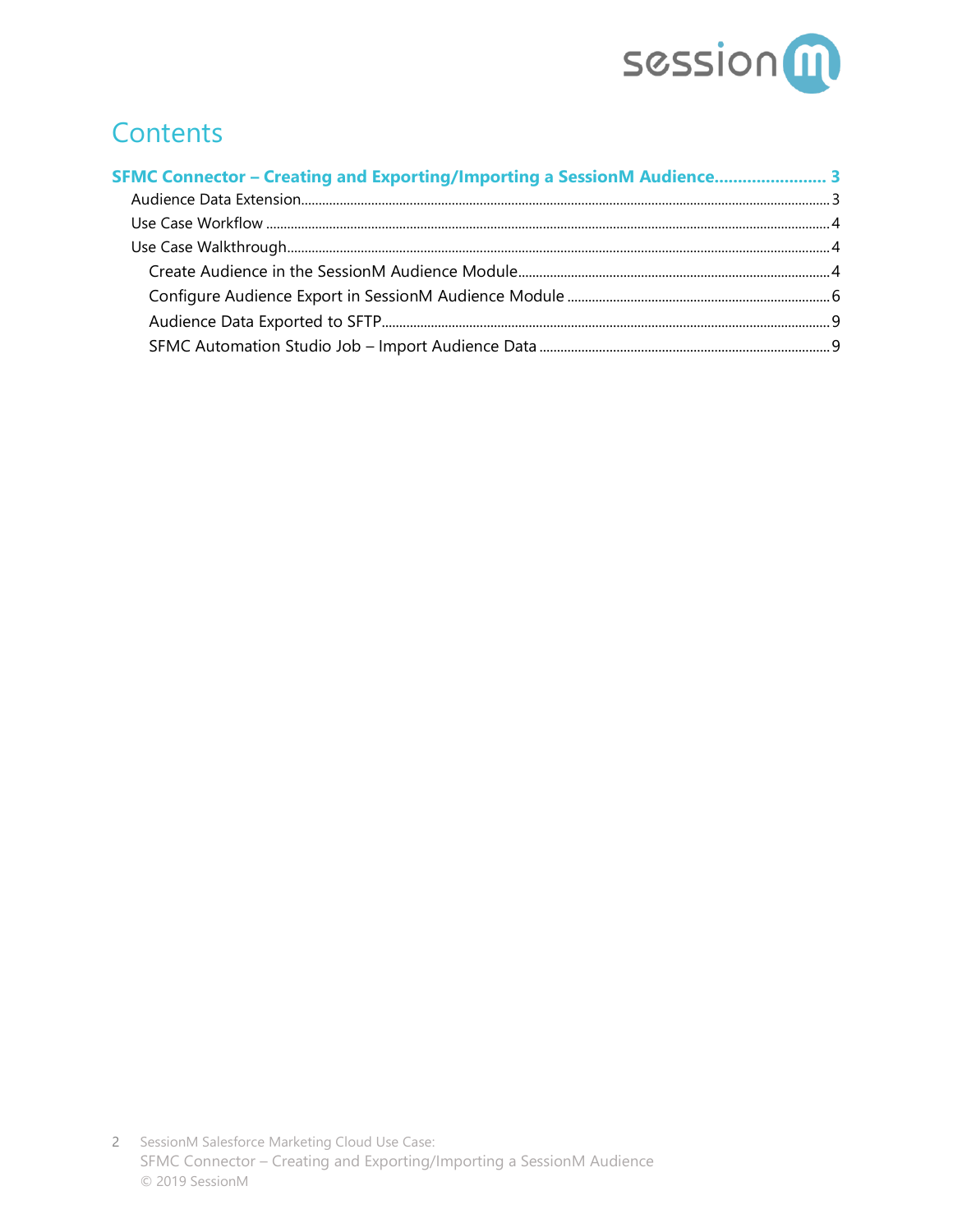# Contents

**SFMC Connector – Creating and Exporting/Importing a SessionM Audience........................ 3**

- Audience Data Extension........................................................................................................................ 3
- Use Case Workflow ................................................................................................................................ 4
- Use Case Walkthrough............................................................................................................................ 4
  - Create Audience in the SessionM Audience Module......................................................................... 4
  - Configure Audience Export in SessionM Audience Module ........................................................... 6
  - Audience Data Exported to SFTP.................................................................................................... 9
  - SFMC Automation Studio Job – Import Audience Data .................................................................. 9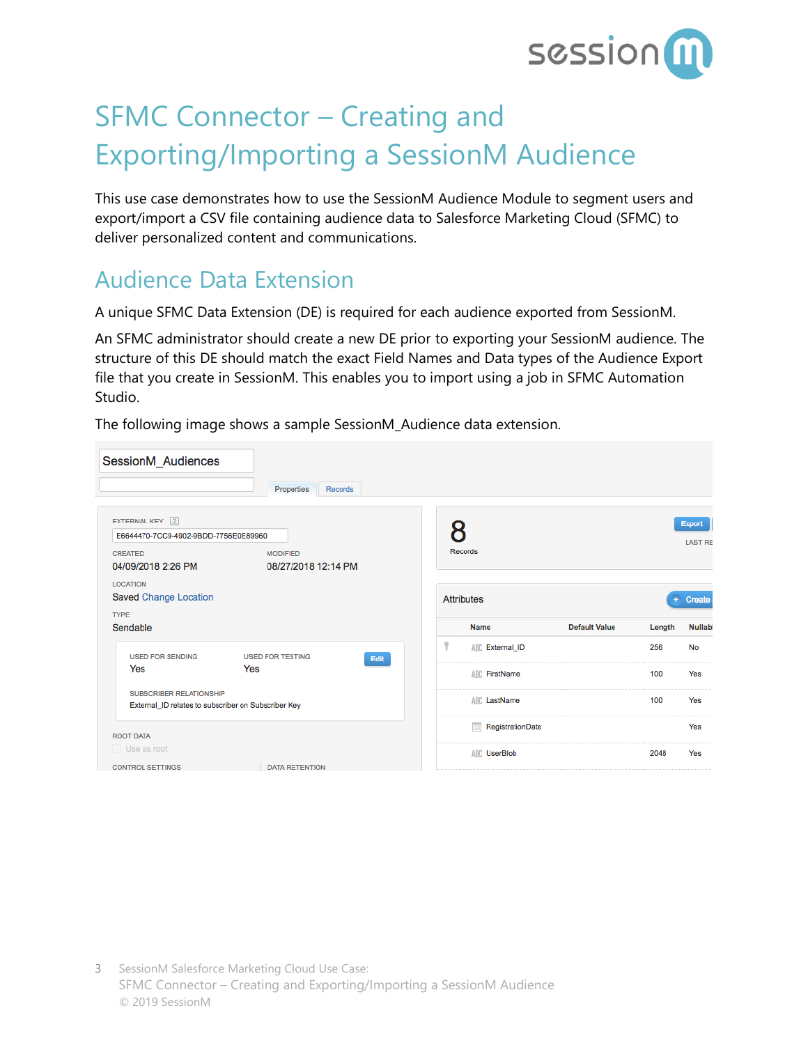# SFMC Connector – Creating and Exporting/Importing a SessionM Audience

This use case demonstrates how to use the SessionM Audience Module to segment users and export/import a CSV file containing audience data to Salesforce Marketing Cloud (SFMC) to deliver personalized content and communications.

## Audience Data Extension

A unique SFMC Data Extension (DE) is required for each audience exported from SessionM.

An SFMC administrator should create a new DE prior to exporting your SessionM audience. The structure of this DE should match the exact Field Names and Data types of the Audience Export file that you create in SessionM. This enables you to import using a job in SFMC Automation Studio.

The following image shows a sample SessionM_Audience data extension.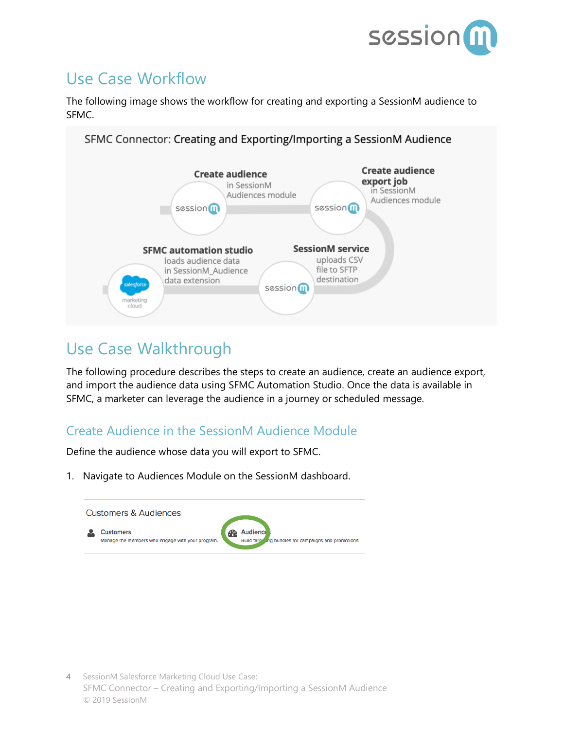# Use Case Workflow

The following image shows the workflow for creating and exporting a SessionM audience to SFMC.

SFMC Connector: Creating and Exporting/Importing a SessionM Audience

**Create audience** in SessionM Audiences module

**Create audience export job** in SessionM Audiences module

**SessionM service** uploads CSV file to SFTP destination

**SFMC automation studio** loads audience data in SessionM_Audience data extension

# Use Case Walkthrough

The following procedure describes the steps to create an audience, create an audience export, and import the audience data using SFMC Automation Studio. Once the data is available in SFMC, a marketer can leverage the audience in a journey or scheduled message.

## Create Audience in the SessionM Audience Module

Define the audience whose data you will export to SFMC.

1. Navigate to Audiences Module on the SessionM dashboard.

Customers & Audiences

**Customers** Manage the members who engage with your program.

**Audiences** Build targeting bundles for campaigns and promotions.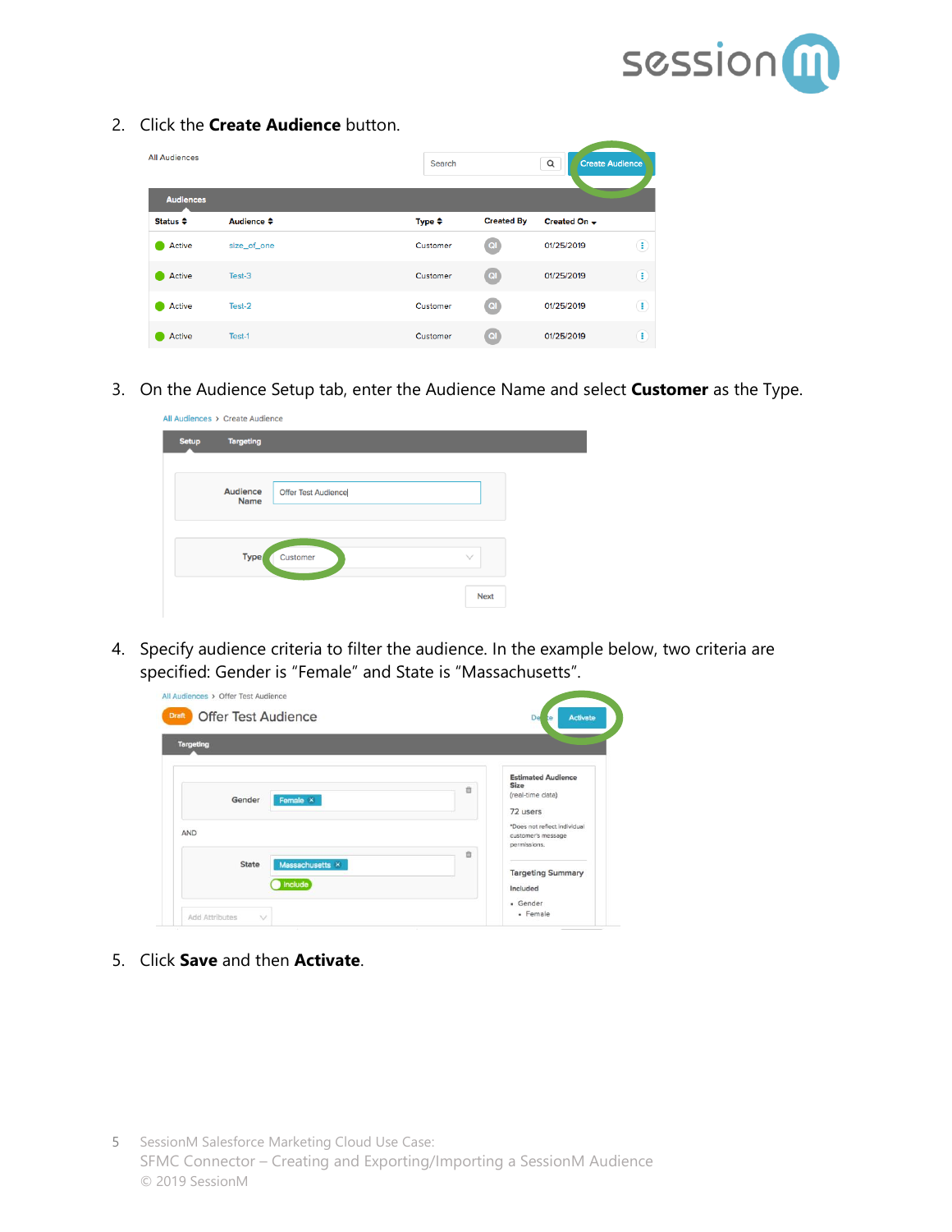2. Click the **Create Audience** button.

3. On the Audience Setup tab, enter the Audience Name and select **Customer** as the Type.

4. Specify audience criteria to filter the audience. In the example below, two criteria are specified: Gender is “Female” and State is “Massachusetts”.

5. Click **Save** and then **Activate**.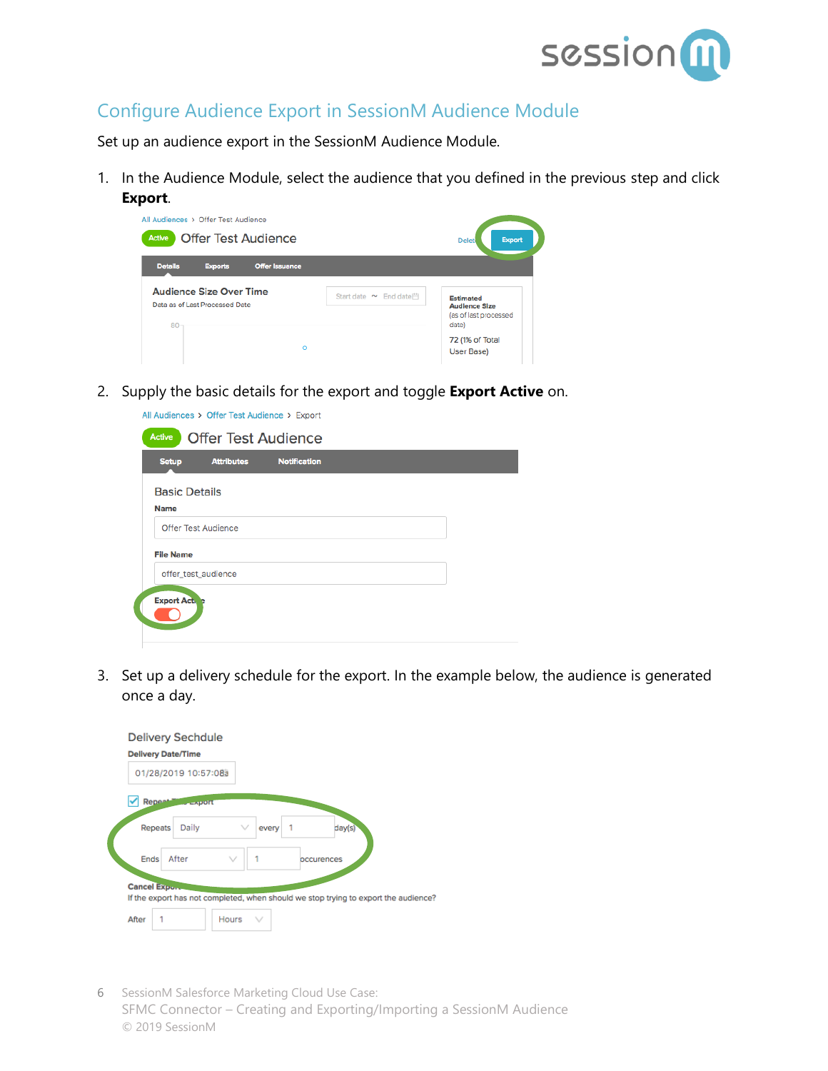## Configure Audience Export in SessionM Audience Module

Set up an audience export in the SessionM Audience Module.

1. In the Audience Module, select the audience that you defined in the previous step and click **Export**.

2. Supply the basic details for the export and toggle **Export Active** on.

3. Set up a delivery schedule for the export. In the example below, the audience is generated once a day.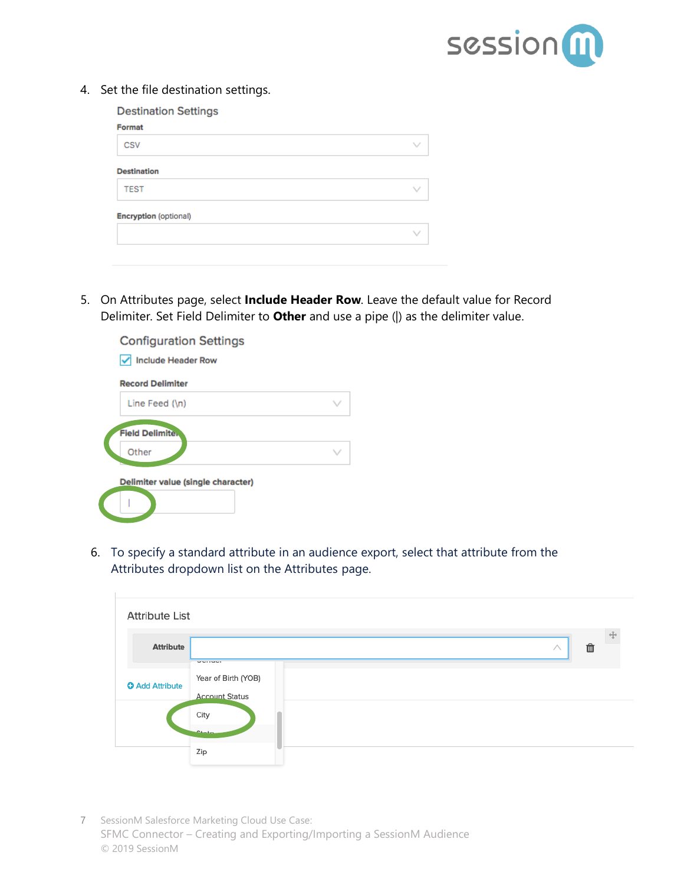4. Set the file destination settings.

Destination Settings

Format

CSV

Destination

TEST

Encryption (optional)

5. On Attributes page, select **Include Header Row**. Leave the default value for Record Delimiter. Set Field Delimiter to **Other** and use a pipe (|) as the delimiter value.

Configuration Settings

☑ Include Header Row

Record Delimiter

Line Feed (\n)

Field Delimiter

Other

Delimiter value (single character)

|

6. To specify a standard attribute in an audience export, select that attribute from the Attributes dropdown list on the Attributes page.

Attribute List

Attribute

Year of Birth (YOB)

Account Status

City

State

Zip

Add Attribute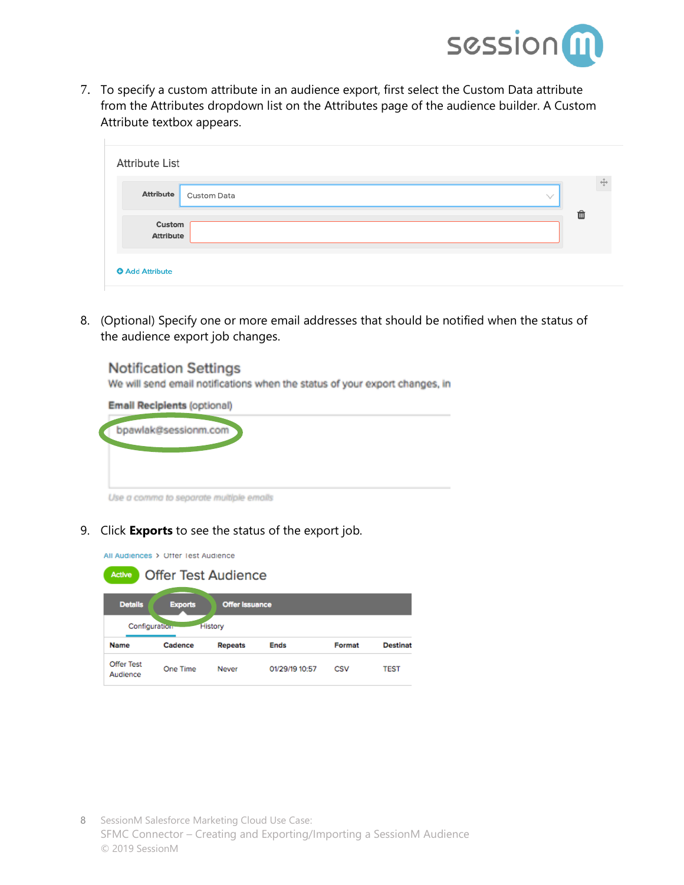7. To specify a custom attribute in an audience export, first select the Custom Data attribute from the Attributes dropdown list on the Attributes page of the audience builder. A Custom Attribute textbox appears.

8. (Optional) Specify one or more email addresses that should be notified when the status of the audience export job changes.

9. Click **Exports** to see the status of the export job.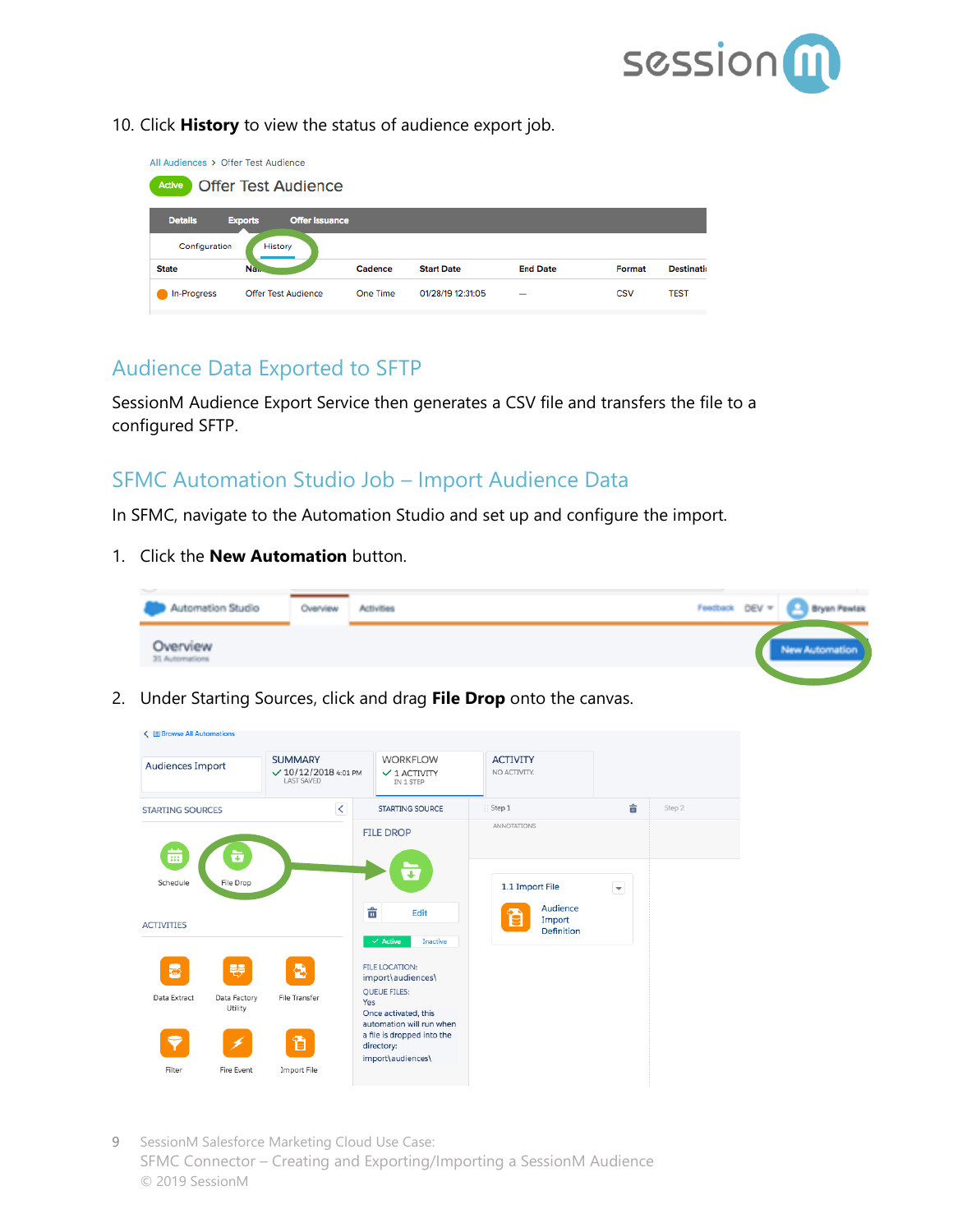10. Click **History** to view the status of audience export job.

## Audience Data Exported to SFTP

SessionM Audience Export Service then generates a CSV file and transfers the file to a configured SFTP.

## SFMC Automation Studio Job – Import Audience Data

In SFMC, navigate to the Automation Studio and set up and configure the import.

1. Click the **New Automation** button.

2. Under Starting Sources, click and drag **File Drop** onto the canvas.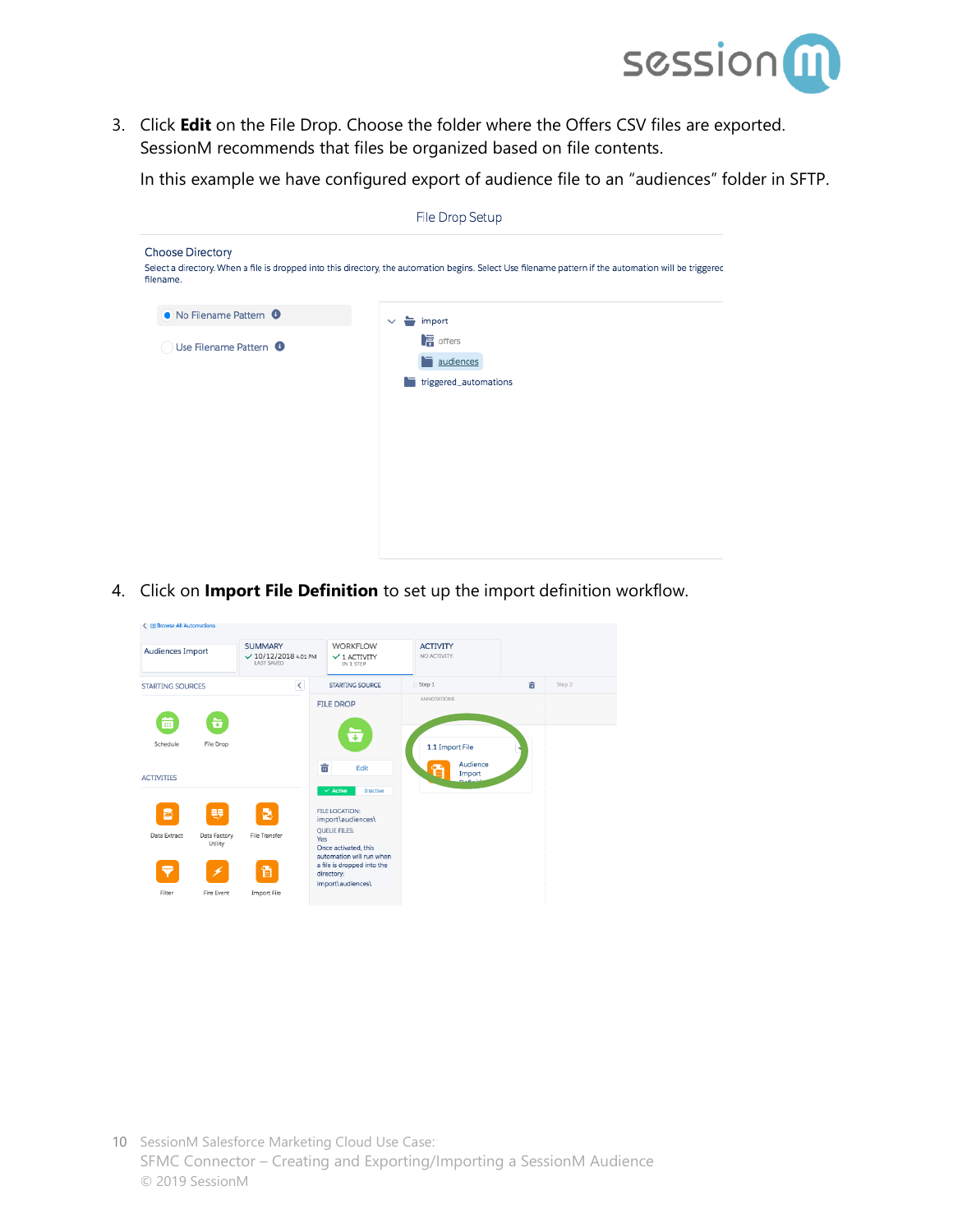3. Click **Edit** on the File Drop. Choose the folder where the Offers CSV files are exported. SessionM recommends that files be organized based on file contents.

   In this example we have configured export of audience file to an "audiences" folder in SFTP.

4. Click on **Import File Definition** to set up the import definition workflow.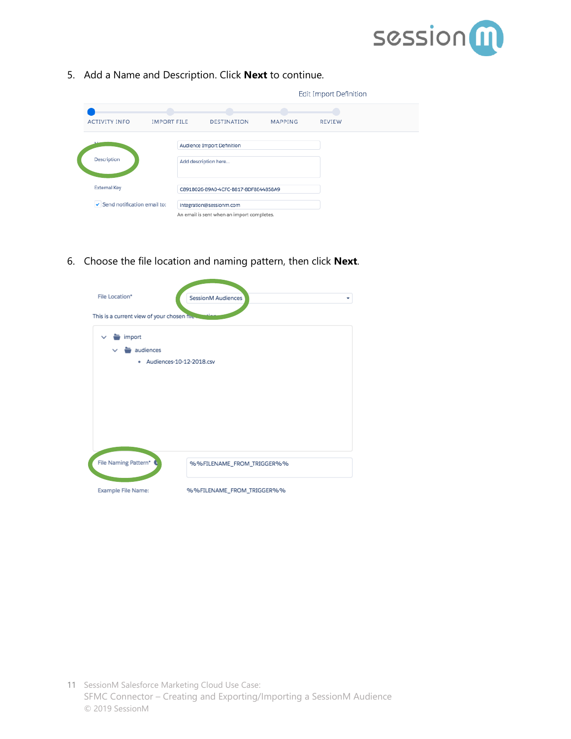5. Add a Name and Description. Click **Next** to continue.

Edit Import Definition

ACTIVITY INFO IMPORT FILE DESTINATION MAPPING REVIEW

Name: Audience Import Definition

Description: Add description here...

External Key: C891B026-B9A0-4CFC-B817-8DF8E44858A9

Send notification email to: integration@sessionm.com

An email is sent when an import completes.

6. Choose the file location and naming pattern, then click **Next**.

File Location*: SessionM Audiences

This is a current view of your chosen file location

- import
  - audiences
    - Audiences-10-12-2018.csv

File Naming Pattern*: %%FILENAME_FROM_TRIGGER%%

Example File Name: %%FILENAME_FROM_TRIGGER%%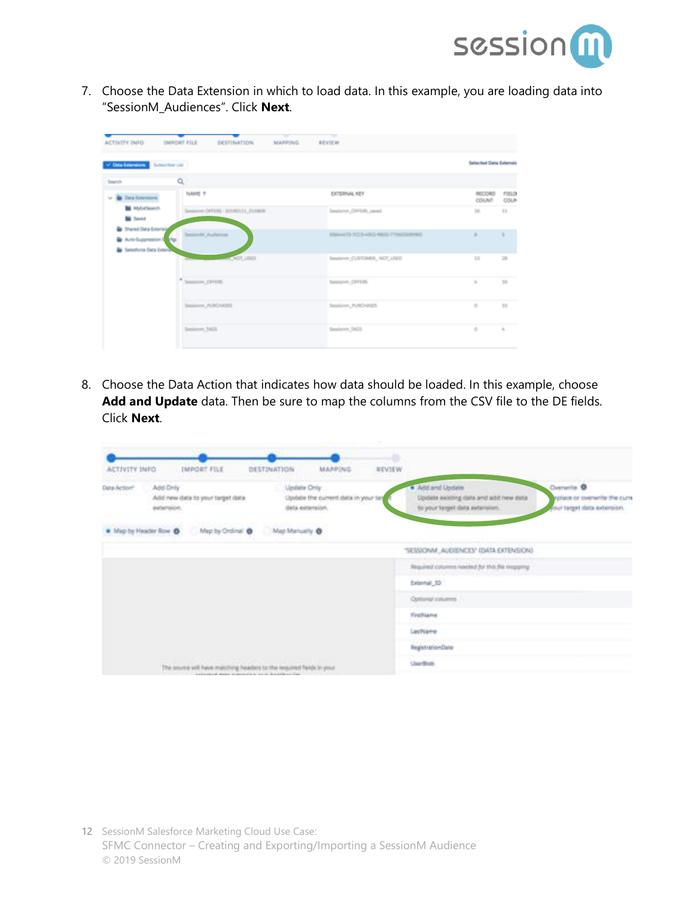7. Choose the Data Extension in which to load data. In this example, you are loading data into "SessionM_Audiences". Click **Next**.

8. Choose the Data Action that indicates how data should be loaded. In this example, choose **Add and Update** data. Then be sure to map the columns from the CSV file to the DE fields. Click **Next**.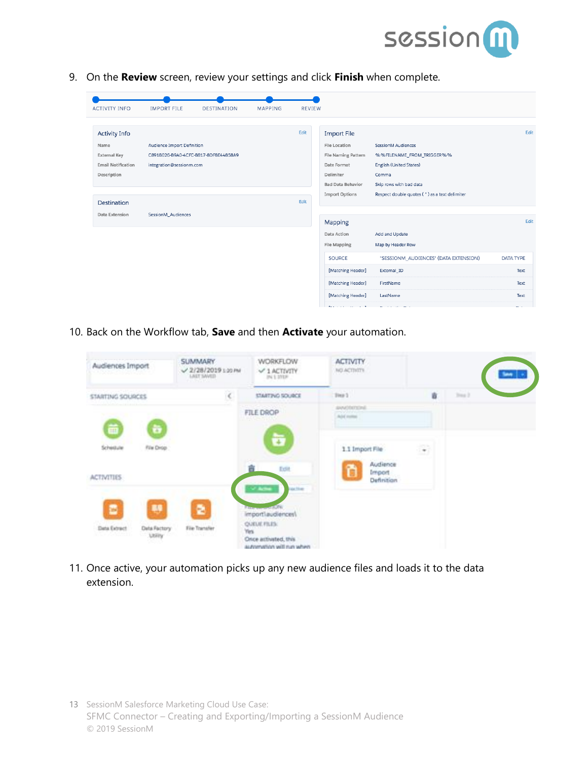9. On the **Review** screen, review your settings and click **Finish** when complete.

10. Back on the Workflow tab, **Save** and then **Activate** your automation.

11. Once active, your automation picks up any new audience files and loads it to the data extension.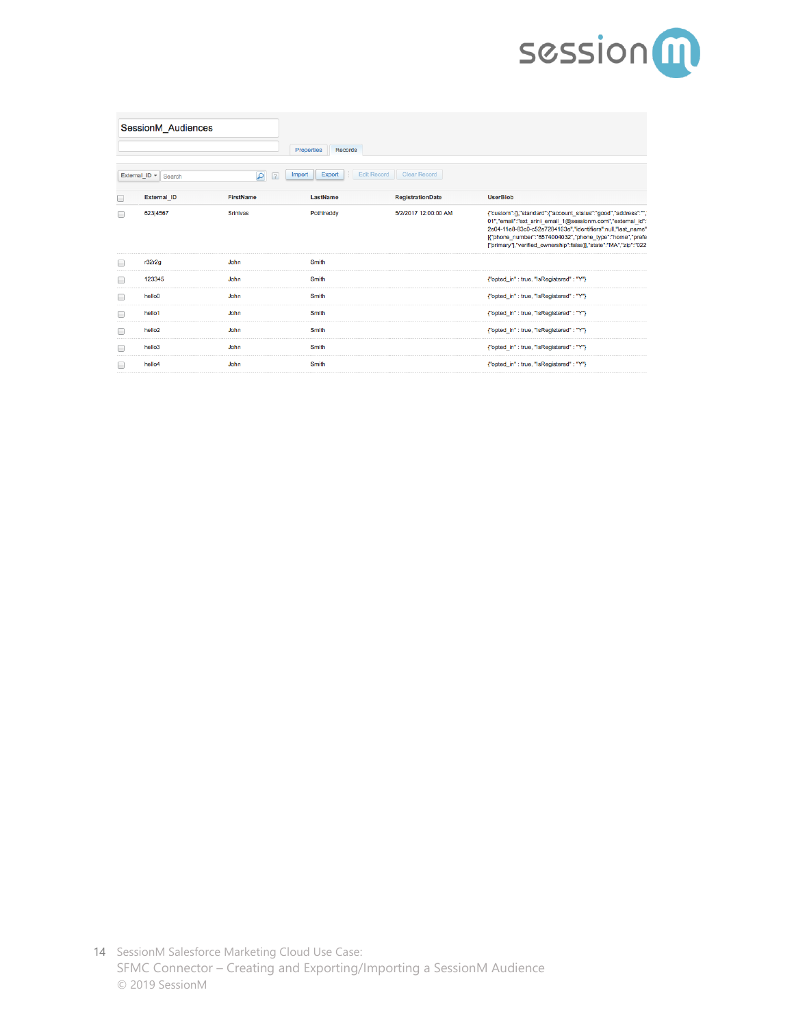SessionM_Audiences

Properties | Records

External_ID ▾ | Search | Import | Export | Edit Record | Clear Record

| | External_ID | FirstName | LastName | RegistrationDate | UserBlob |
|---|---|---|---|---|---|
| | 8234567 | Srinivas | Pothireddy | 5/2/2017 12:00:00 AM | {"custom":{},"standard":{"account_status":"good","address":"", 01","email":"ext_srini_email_1@sessionm.com","external_id": 2e04-11e8-83c0-c52e7284163e","identifiers":null,"last_name" [{"phone_number":"8574004032","phone_type":"home","prefe ["primary"],"verified_ownership":false}],"state":"MA","zip":"022 |
| | r32r2g | John | Smith | | |
| | 123345 | John | Smith | | {"opted_in" : true, "isRegistered" : "Y"} |
| | hello0 | John | Smith | | {"opted_in" : true, "isRegistered" : "Y"} |
| | hello1 | John | Smith | | {"opted_in" : true, "isRegistered" : "Y"} |
| | hello2 | John | Smith | | {"opted_in" : true, "isRegistered" : "Y"} |
| | hello3 | John | Smith | | {"opted_in" : true, "isRegistered" : "Y"} |
| | hello4 | John | Smith | | {"opted_in" : true, "isRegistered" : "Y"} |